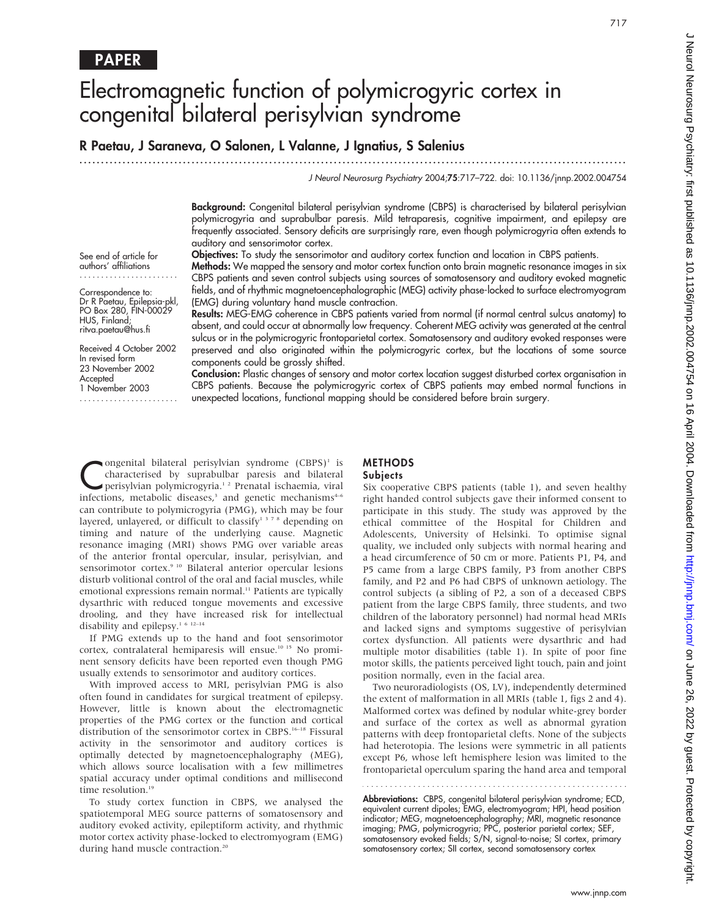PAPER

# Electromagnetic function of polymicrogyric cortex in congenital bilateral perisylvian syndrome

**R Paetau, J Saraneva, O Salonen, L Valanne, J Ignatius, S Salenius**

See end of article for authors' affiliations

Correspondence to: Dr R Paetau, Epilepsia-pkl, PO Box 280, FIN-00029 HUS, Finland; ritva.paetau@hus.fi

Received 4 October 2002
In revised form 23 November 2002
Accepted 1 November 2003

**Background:** Congenital bilateral perisylvian syndrome (CBPS) is characterised by bilateral perisylvian polymicrogyria and suprabulbar paresis. Mild tetraparesis, cognitive impairment, and epilepsy are frequently associated. Sensory deficits are surprisingly rare, even though polymicrogyria often extends to auditory and sensorimotor cortex.

**Objectives:** To study the sensorimotor and auditory cortex function and location in CBPS patients.

**Methods:** We mapped the sensory and motor cortex function onto brain magnetic resonance images in six CBPS patients and seven control subjects using sources of somatosensory and auditory evoked magnetic fields, and of rhythmic magnetoencephalographic (MEG) activity phase-locked to surface electromyogram (EMG) during voluntary hand muscle contraction.

**Results:** MEG-EMG coherence in CBPS patients varied from normal (if normal central sulcus anatomy) to absent, and could occur at abnormally low frequency. Coherent MEG activity was generated at the central sulcus or in the polymicrogyric frontoparietal cortex. Somatosensory and auditory evoked responses were preserved and also originated within the polymicrogyric cortex, but the locations of some source components could be grossly shifted.

**Conclusion:** Plastic changes of sensory and motor cortex location suggest disturbed cortex organisation in CBPS patients. Because the polymicrogyric cortex of CBPS patients may embed normal functions in unexpected locations, functional mapping should be considered before brain surgery.

Congenital bilateral perisylvian syndrome (CBPS)[1] is characterised by suprabulbar paresis and bilateral perisylvian polymicrogyria.[1,2] Prenatal ischaemia, viral infections, metabolic diseases,[3] and genetic mechanisms[4–6] can contribute to polymicrogyria (PMG), which may be four layered, unlayered, or difficult to classify[1,3,7,8] depending on timing and nature of the underlying cause. Magnetic resonance imaging (MRI) shows PMG over variable areas of the anterior frontal opercular, insular, perisylvian, and sensorimotor cortex.[9,10] Bilateral anterior opercular lesions disturb volitional control of the oral and facial muscles, while emotional expressions remain normal.[11] Patients are typically dysarthric with reduced tongue movements and excessive drooling, and they have increased risk for intellectual disability and epilepsy.[1,6,12–14]

If PMG extends up to the hand and foot sensorimotor cortex, contralateral hemiparesis will ensue.[10,15] No prominent sensory deficits have been reported even though PMG usually extends to sensorimotor and auditory cortices.

With improved access to MRI, perisylvian PMG is also often found in candidates for surgical treatment of epilepsy. However, little is known about the electromagnetic properties of the PMG cortex or the function and cortical distribution of the sensorimotor cortex in CBPS.[16–18] Fissural activity in the sensorimotor and auditory cortices is optimally detected by magnetoencephalography (MEG), which allows source localisation with a few millimetres spatial accuracy under optimal conditions and millisecond time resolution.[19]

To study cortex function in CBPS, we analysed the spatiotemporal MEG source patterns of somatosensory and auditory evoked activity, epileptiform activity, and rhythmic motor cortex activity phase-locked to electromyogram (EMG) during hand muscle contraction.[20]

## METHODS

### Subjects

Six cooperative CBPS patients (table 1), and seven healthy right handed control subjects gave their informed consent to participate in this study. The study was approved by the ethical committee of the Hospital for Children and Adolescents, University of Helsinki. To optimise signal quality, we included only subjects with normal hearing and a head circumference of 50 cm or more. Patients P1, P4, and P5 came from a large CBPS family, P3 from another CBPS family, and P2 and P6 had CBPS of unknown aetiology. The control subjects (a sibling of P2, a son of a deceased CBPS patient from the large CBPS family, three students, and two children of the laboratory personnel) had normal head MRIs and lacked signs and symptoms suggestive of perisylvian cortex dysfunction. All patients were dysarthric and had multiple motor disabilities (table 1). In spite of poor fine motor skills, the patients perceived light touch, pain and joint position normally, even in the facial area.

Two neuroradiologists (OS, LV), independently determined the extent of malformation in all MRIs (table 1, figs 2 and 4). Malformed cortex was defined by nodular white-grey border and surface of the cortex as well as abnormal gyration patterns with deep frontoparietal clefts. None of the subjects had heterotopia. The lesions were symmetric in all patients except P6, whose left hemisphere lesion was limited to the frontoparietal operculum sparing the hand area and temporal

**Abbreviations:** CBPS, congenital bilateral perisylvian syndrome; ECD, equivalent current dipoles; EMG, electromyogram; HPI, head position indicator; MEG, magnetoencephalography; MRI, magnetic resonance imaging; PMG, polymicrogyria; PPC, posterior parietal cortex; SEF, somatosensory evoked fields; S/N, signal-to-noise; SI cortex, primary somatosensory cortex; SII cortex, second somatosensory cortex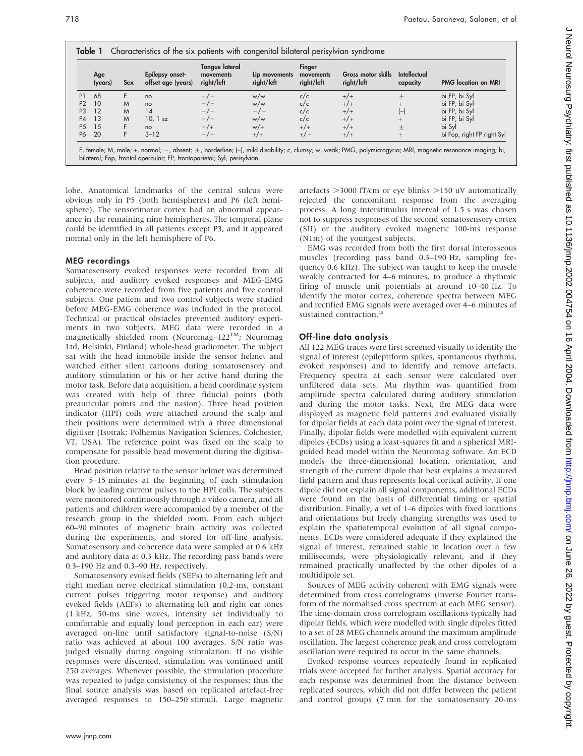**Table 1** Characteristics of the six patients with congenital bilateral perisylvian syndrome

| | Age (years) | Sex | Epilepsy onset-offset age (years) | Tongue lateral movements right/left | Lip movements right/left | Finger movements right/left | Gross motor skills right/left | Intellectual capacity | PMG location on MRI |
|---|---|---|---|---|---|---|---|---|---|
| P1 | 68 | F | no | −/− | w/w | c/c | +/+ | ± | bi FP, bi Syl |
| P2 | 10 | M | no | −/− | w/w | c/c | +/+ | + | bi FP, bi Syl |
| P3 | 12 | M | 14 | −/− | −/− | c/c | +/+ | (−) | bi FP, bi Syl |
| P4 | 13 | M | 10, 1 sz | −/− | w/w | c/c | +/+ | + | bi FP, bi Syl |
| P5 | 15 | F | no | −/+ | w/+ | +/+ | +/+ | ± | bi Syl |
| P6 | 20 | F | 3–12 | −/− | +/+ | +/− | +/+ | + | bi Fop, right FP right Syl |

F, female; M, male; +, normal; −, absent; ±, borderline; (−), mild disability; c, clumsy; w, weak; PMG, polymicrogyria; MRI, magnetic resonance imaging; bi, bilateral; Fop, frontal opercular; FP, frontoparietal; Syl, perisylvian

lobe. Anatomical landmarks of the central sulcus were obvious only in P5 (both hemispheres) and P6 (left hemisphere). The sensorimotor cortex had an abnormal appearance in the remaining nine hemispheres. The temporal plane could be identified in all patients except P3, and it appeared normal only in the left hemisphere of P6.

### MEG recordings

Somatosensory evoked responses were recorded from all subjects, and auditory evoked responses and MEG-EMG coherence were recorded from five patients and five control subjects. One patient and two control subjects were studied before MEG-EMG coherence was included in the protocol. Technical or practical obstacles prevented auditory experiments in two subjects. MEG data were recorded in a magnetically shielded room (Neuromag–122™; Neuromag Ltd, Helsinki, Finland) whole-head gradiometer. The subject sat with the head immobile inside the sensor helmet and watched either silent cartoons during somatosensory and auditory stimulation or his or her active hand during the motor task. Before data acquisition, a head coordinate system was created with help of three fiducial points (both preauricular points and the nasion). Three head position indicator (HPI) coils were attached around the scalp and their positions were determined with a three dimensional digitiser (Isotrak; Polhemus Navigation Sciences, Colchester, VT, USA). The reference point was fixed on the scalp to compensate for possible head movement during the digitisation procedure.

Head position relative to the sensor helmet was determined every 5–15 minutes at the beginning of each stimulation block by leading current pulses to the HPI coils. The subjects were monitored continuously through a video camera, and all patients and children were accompanied by a member of the research group in the shielded room. From each subject 60–90 minutes of magnetic brain activity was collected during the experiments, and stored for off-line analysis. Somatosensory and coherence data were sampled at 0.6 kHz and auditory data at 0.3 kHz. The recording pass bands were 0.3–190 Hz and 0.3–90 Hz, respectively.

Somatosensory evoked fields (SEFs) to alternating left and right median nerve electrical stimulation (0.2-ms, constant current pulses triggering motor response) and auditory evoked fields (AEFs) to alternating left and right ear tones (1 kHz, 50-ms sine waves, intensity set individually to comfortable and equally loud perception in each ear) were averaged on-line until satisfactory signal-to-noise (S/N) ratio was achieved at about 100 averages. S/N ratio was judged visually during ongoing stimulation. If no visible responses were discerned, stimulation was continued until 250 averages. Whenever possible, the stimulation procedure was repeated to judge consistency of the responses; thus the final source analysis was based on replicated artefact-free averaged responses to 150–250 stimuli. Large magnetic artefacts >3000 fT/cm or eye blinks >150 uV automatically rejected the concomitant response from the averaging process. A long interstimulus interval of 1.5 s was chosen not to suppress responses of the second somatosensory cortex (SII) or the auditory evoked magnetic 100-ms response (N1m) of the youngest subjects.

EMG was recorded from both the first dorsal interosseous muscles (recording pass band 0.3–190 Hz, sampling frequency 0.6 kHz). The subject was taught to keep the muscle weakly contracted for 4–6 minutes, to produce a rhythmic firing of muscle unit potentials at around 10–40 Hz. To identify the motor cortex, coherence spectra between MEG and rectified EMG signals were averaged over 4–6 minutes of sustained contraction.[20]

### Off-line data analysis

All 122 MEG traces were first screened visually to identify the signal of interest (epileptiform spikes, spontaneous rhythms, evoked responses) and to identify and remove artefacts. Frequency spectra at each sensor were calculated over unfiltered data sets. Mu rhythm was quantified from amplitude spectra calculated during auditory stimulation and during the motor tasks. Next, the MEG data were displayed as magnetic field patterns and evaluated visually for dipolar fields at each data point over the signal of interest. Finally, dipolar fields were modelled with equivalent current dipoles (ECDs) using a least-squares fit and a spherical MRI-guided head model within the Neuromag software. An ECD models the three-dimensional location, orientation, and strength of the current dipole that best explains a measured field pattern and thus represents local cortical activity. If one dipole did not explain all signal components, additional ECDs were found on the basis of differential timing or spatial distribution. Finally, a set of 1–6 dipoles with fixed locations and orientations but freely changing strengths was used to explain the spatiotemporal evolution of all signal components. ECDs were considered adequate if they explained the signal of interest, remained stable in location over a few milliseconds, were physiologically relevant, and if they remained practically unaffected by the other dipoles of a multidipole set.

Sources of MEG activity coherent with EMG signals were determined from cross correlograms (inverse Fourier transform of the normalised cross spectrum at each MEG sensor). The time-domain cross correlogram oscillations typically had dipolar fields, which were modelled with single dipoles fitted to a set of 28 MEG channels around the maximum amplitude oscillation. The largest coherence peak and cross correlogram oscillation were required to occur in the same channels.

Evoked response sources repeatedly found in replicated trials were accepted for further analysis. Spatial accuracy for each response was determined from the distance between replicated sources, which did not differ between the patient and control groups (7 mm for the somatosensory 20-ms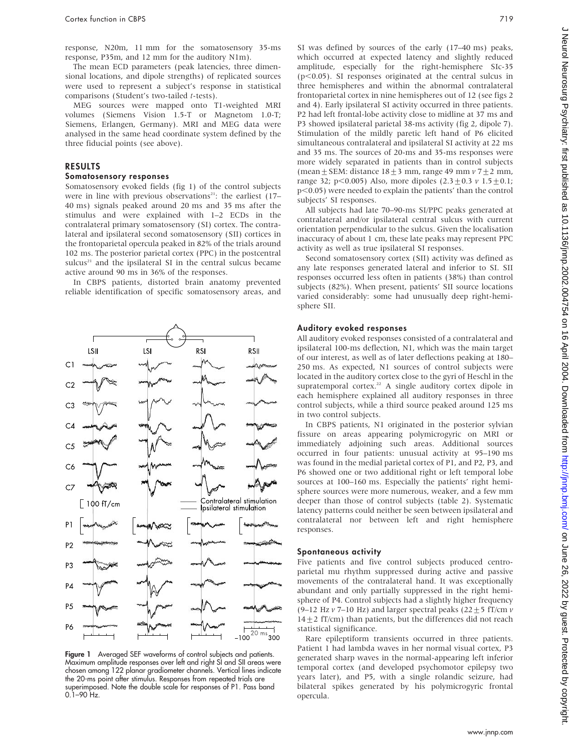response, N20m, 11 mm for the somatosensory 35-ms response, P35m, and 12 mm for the auditory N1m).

The mean ECD parameters (peak latencies, three dimensional locations, and dipole strengths) of replicated sources were used to represent a subject's response in statistical comparisons (Student's two-tailed *t*-tests).

MEG sources were mapped onto T1-weighted MRI volumes (Siemens Vision 1.5-T or Magnetom 1.0-T; Siemens, Erlangen, Germany). MRI and MEG data were analysed in the same head coordinate system defined by the three fiducial points (see above).

## RESULTS

### Somatosensory responses

Somatosensory evoked fields (fig 1) of the control subjects were in line with previous observations[21]: the earliest (17–40 ms) signals peaked around 20 ms and 35 ms after the stimulus and were explained with 1–2 ECDs in the contralateral primary somatosensory (SI) cortex. The contralateral and ipsilateral second somatosensory (SII) cortices in the frontoparietal opercula peaked in 82% of the trials around 102 ms. The posterior parietal cortex (PPC) in the postcentral sulcus[21] and the ipsilateral SI in the central sulcus became active around 90 ms in 36% of the responses.

In CBPS patients, distorted brain anatomy prevented reliable identification of specific somatosensory areas, and SI was defined by sources of the early (17–40 ms) peaks, which occurred at expected latency and slightly reduced amplitude, especially for the right-hemisphere SIc-35 ($p<0.05$). SI responses originated at the central sulcus in three hemispheres and within the abnormal contralateral frontoparietal cortex in nine hemispheres out of 12 (see figs 2 and 4). Early ipsilateral SI activity occurred in three patients. P2 had left frontal-lobe activity close to midline at 37 ms and P3 showed ipsilateral parietal 38-ms activity (fig 2, dipole 7). Stimulation of the mildly paretic left hand of P6 elicited simultaneous contralateral and ipsilateral SI activity at 22 ms and 35 ms. The sources of 20-ms and 35-ms responses were more widely separated in patients than in control subjects (mean $\pm$ SEM: distance $18\pm3$ mm, range 49 mm *v* $7\pm2$ mm, range 32; $p<0.005$) Also, more dipoles ($2.3\pm0.3$ *v* $1.5\pm0.1$; $p<0.05$) were needed to explain the patients' than the control subjects' SI responses.

All subjects had late 70–90-ms SI/PPC peaks generated at contralateral and/or ipsilateral central sulcus with current orientation perpendicular to the sulcus. Given the localisation inaccuracy of about 1 cm, these late peaks may represent PPC activity as well as true ipsilateral SI responses.

Second somatosensory cortex (SII) activity was defined as any late responses generated lateral and inferior to SI. SII responses occurred less often in patients (38%) than control subjects (82%). When present, patients' SII source locations varied considerably: some had unusually deep right-hemisphere SII.

Figure 1 Averaged SEF waveforms of control subjects and patients. Maximum amplitude responses over left and right SI and SII areas were chosen among 122 planar gradiometer channels. Vertical lines indicate the 20-ms point after stimulus. Responses from repeated trials are superimposed. Note the double scale for responses of P1. Pass band 0.1–90 Hz.

### Auditory evoked responses

All auditory evoked responses consisted of a contralateral and ipsilateral 100-ms deflection, N1, which was the main target of our interest, as well as of later deflections peaking at 180–250 ms. As expected, N1 sources of control subjects were located in the auditory cortex close to the gyri of Heschl in the supratemporal cortex.[22] A single auditory cortex dipole in each hemisphere explained all auditory responses in three control subjects, while a third source peaked around 125 ms in two control subjects.

In CBPS patients, N1 originated in the posterior sylvian fissure on areas appearing polymicrogyric on MRI or immediately adjoining such areas. Additional sources occurred in four patients: unusual activity at 95–190 ms was found in the medial parietal cortex of P1, and P2, P3, and P6 showed one or two additional right or left temporal lobe sources at 100–160 ms. Especially the patients' right hemisphere sources were more numerous, weaker, and a few mm deeper than those of control subjects (table 2). Systematic latency patterns could neither be seen between ipsilateral and contralateral nor between left and right hemisphere responses.

### Spontaneous activity

Five patients and five control subjects produced centroparietal mu rhythm suppressed during active and passive movements of the contralateral hand. It was exceptionally abundant and only partially suppressed in the right hemisphere of P4. Control subjects had a slightly higher frequency (9–12 Hz *v* 7–10 Hz) and larger spectral peaks ($22\pm5$ fT/cm *v* $14\pm2$ fT/cm) than patients, but the differences did not reach statistical significance.

Rare epileptiform transients occurred in three patients. Patient 1 had lambda waves in her normal visual cortex, P3 generated sharp waves in the normal-appearing left inferior temporal cortex (and developed psychomotor epilepsy two years later), and P5, with a single rolandic seizure, had bilateral spikes generated by his polymicrogyric frontal opercula.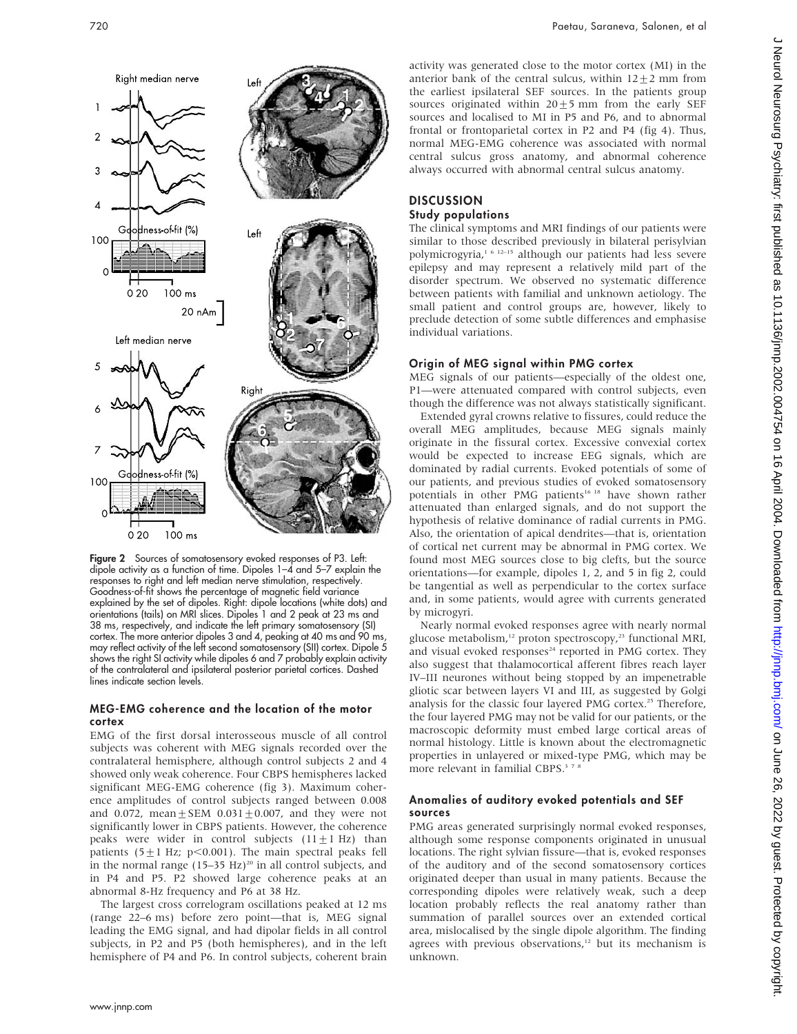Figure 2 Sources of somatosensory evoked responses of P3. Left: dipole activity as a function of time. Dipoles 1–4 and 5–7 explain the responses to right and left median nerve stimulation, respectively. Goodness-of-fit shows the percentage of magnetic field variance explained by the set of dipoles. Right: dipole locations (white dots) and orientations (tails) on MRI slices. Dipoles 1 and 2 peak at 23 ms and 38 ms, respectively, and indicate the left primary somatosensory (SI) cortex. The more anterior dipoles 3 and 4, peaking at 40 ms and 90 ms, may reflect activity of the left second somatosensory (SII) cortex. Dipole 5 shows the right SI activity while dipoles 6 and 7 probably explain activity of the contralateral and ipsilateral posterior parietal cortices. Dashed lines indicate section levels.

### MEG-EMG coherence and the location of the motor cortex

EMG of the first dorsal interosseous muscle of all control subjects was coherent with MEG signals recorded over the contralateral hemisphere, although control subjects 2 and 4 showed only weak coherence. Four CBPS hemispheres lacked significant MEG-EMG coherence (fig 3). Maximum coherence amplitudes of control subjects ranged between 0.008 and 0.072, mean$\pm$SEM 0.031$\pm$0.007, and they were not significantly lower in CBPS patients. However, the coherence peaks were wider in control subjects (11$\pm$1 Hz) than patients (5$\pm$1 Hz; $p<0.001$). The main spectral peaks fell in the normal range (15–35 Hz)[20] in all control subjects, and in P4 and P5. P2 showed large coherence peaks at an abnormal 8-Hz frequency and P6 at 38 Hz.

The largest cross correlogram oscillations peaked at 12 ms (range 22–6 ms) before zero point—that is, MEG signal leading the EMG signal, and had dipolar fields in all control subjects, in P2 and P5 (both hemispheres), and in the left hemisphere of P4 and P6. In control subjects, coherent brain activity was generated close to the motor cortex (MI) in the anterior bank of the central sulcus, within 12$\pm$2 mm from the earliest ipsilateral SEF sources. In the patients group sources originated within 20$\pm$5 mm from the early SEF sources and localised to MI in P5 and P6, and to abnormal frontal or frontoparietal cortex in P2 and P4 (fig 4). Thus, normal MEG-EMG coherence was associated with normal central sulcus gross anatomy, and abnormal coherence always occurred with abnormal central sulcus anatomy.

## DISCUSSION

### Study populations

The clinical symptoms and MRI findings of our patients were similar to those described previously in bilateral perisylvian polymicrogyria,[1 6 12–15] although our patients had less severe epilepsy and may represent a relatively mild part of the disorder spectrum. We observed no systematic difference between patients with familial and unknown aetiology. The small patient and control groups are, however, likely to preclude detection of some subtle differences and emphasise individual variations.

### Origin of MEG signal within PMG cortex

MEG signals of our patients—especially of the oldest one, P1—were attenuated compared with control subjects, even though the difference was not always statistically significant.

Extended gyral crowns relative to fissures, could reduce the overall MEG amplitudes, because MEG signals mainly originate in the fissural cortex. Excessive convexial cortex would be expected to increase EEG signals, which are dominated by radial currents. Evoked potentials of some of our patients, and previous studies of evoked somatosensory potentials in other PMG patients[16 18] have shown rather attenuated than enlarged signals, and do not support the hypothesis of relative dominance of radial currents in PMG. Also, the orientation of apical dendrites—that is, orientation of cortical net current may be abnormal in PMG cortex. We found most MEG sources close to big clefts, but the source orientations—for example, dipoles 1, 2, and 5 in fig 2, could be tangential as well as perpendicular to the cortex surface and, in some patients, would agree with currents generated by microgyri.

Nearly normal evoked responses agree with nearly normal glucose metabolism,[12] proton spectroscopy,[23] functional MRI, and visual evoked responses[24] reported in PMG cortex. They also suggest that thalamocortical afferent fibres reach layer IV–III neurones without being stopped by an impenetrable gliotic scar between layers VI and III, as suggested by Golgi analysis for the classic four layered PMG cortex.[25] Therefore, the four layered PMG may not be valid for our patients, or the macroscopic deformity must embed large cortical areas of normal histology. Little is known about the electromagnetic properties in unlayered or mixed-type PMG, which may be more relevant in familial CBPS.[3 7 8]

### Anomalies of auditory evoked potentials and SEF sources

PMG areas generated surprisingly normal evoked responses, although some response components originated in unusual locations. The right sylvian fissure—that is, evoked responses of the auditory and of the second somatosensory cortices originated deeper than usual in many patients. Because the corresponding dipoles were relatively weak, such a deep location probably reflects the real anatomy rather than summation of parallel sources over an extended cortical area, mislocalised by the single dipole algorithm. The finding agrees with previous observations,[12] but its mechanism is unknown.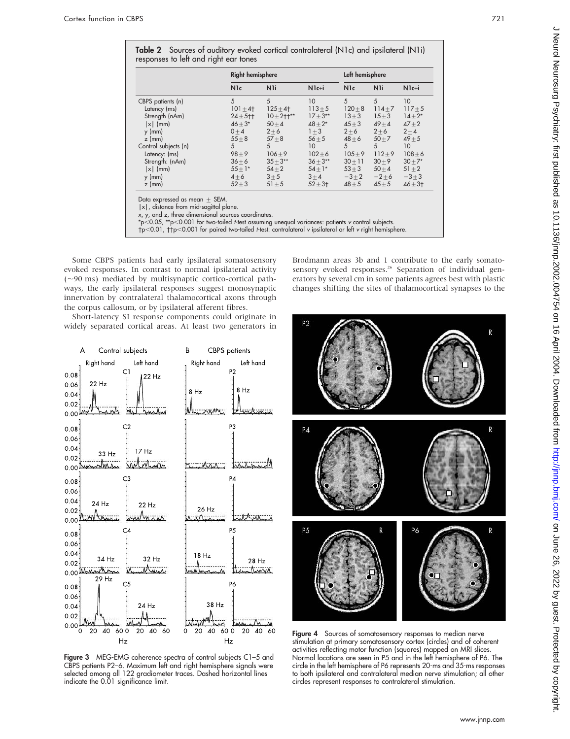**Table 2** Sources of auditory evoked cortical contralateral (N1c) and ipsilateral (N1i) responses to left and right ear tones

| | Right hemisphere | | | Left hemisphere | | |
|---|---|---|---|---|---|---|
| | N1c | N1i | N1c+i | N1c | N1i | N1c+i |
| CBPS patients (n) | 5 | 5 | 10 | 5 | 5 | 10 |
| Latency (ms) | 101±4† | 125±4† | 113±5 | 120±8 | 114±7 | 117±5 |
| Strength (nAm) | 24±5†† | 10±2††** | 17±3** | 13±3 | 15±3 | 14±2* |
| \|x\| (mm) | 46±3* | 50±4 | 48±2* | 45±3 | 49±4 | 47±2 |
| y (mm) | 0±4 | 2±6 | 1±3 | 2±6 | 2±6 | 2±4 |
| z (mm) | 55±8 | 57±8 | 56±5 | 48±6 | 50±7 | 49±5 |
| Control subjects (n) | 5 | 5 | 10 | 5 | 5 | 10 |
| Latency: (ms) | 98±9 | 106±9 | 102±6 | 105±9 | 112±9 | 108±6 |
| Strength: (nAm) | 36±6 | 35±3** | 36±3** | 30±11 | 30±9 | 30±7* |
| \|x\| (mm) | 55±1* | 54±2 | 54±1* | 53±3 | 50±4 | 51±2 |
| y (mm) | 4±6 | 3±5 | 3±4 | −3±2 | −2±6 | −3±3 |
| z (mm) | 52±3 | 51±5 | 52±3† | 48±5 | 45±5 | 46±3† |

Data expressed as mean ± SEM.
|x|, distance from mid-sagittal plane.
x, y, and z, three dimensional sources coordinates.
\*p<0.05, \*\*p<0.001 for two-tailed t-test assuming unequal variances: patients v control subjects.
†p<0.01, ††p<0.001 for paired two-tailed t-test: contralateral v ipsilateral or left v right hemisphere.

Some CBPS patients had early ipsilateral somatosensory evoked responses. In contrast to normal ipsilateral activity (~90 ms) mediated by multisynaptic cortico-cortical pathways, the early ipsilateral responses suggest monosynaptic innervation by contralateral thalamocortical axons through the corpus callosum, or by ipsilateral afferent fibres.

Short-latency SI response components could originate in widely separated cortical areas. At least two generators in Brodmann areas 3b and 1 contribute to the early somatosensory evoked responses.[26] Separation of individual generators by several cm in some patients agrees best with plastic changes shifting the sites of thalamocortical synapses to the

**Figure 3** MEG-EMG coherence spectra of control subjects C1–5 and CBPS patients P2–6. Maximum left and right hemisphere signals were selected among all 122 gradiometer traces. Dashed horizontal lines indicate the 0.01 significance limit.

**Figure 4** Sources of somatosensory responses to median nerve stimulation at primary somatosensory cortex (circles) and of coherent activities reflecting motor function (squares) mapped on MRI slices. Normal locations are seen in P5 and in the left hemisphere of P6. The circle in the left hemisphere of P6 represents 20-ms and 35-ms responses to both ipsilateral and contralateral median nerve stimulation; all other circles represent responses to contralateral stimulation.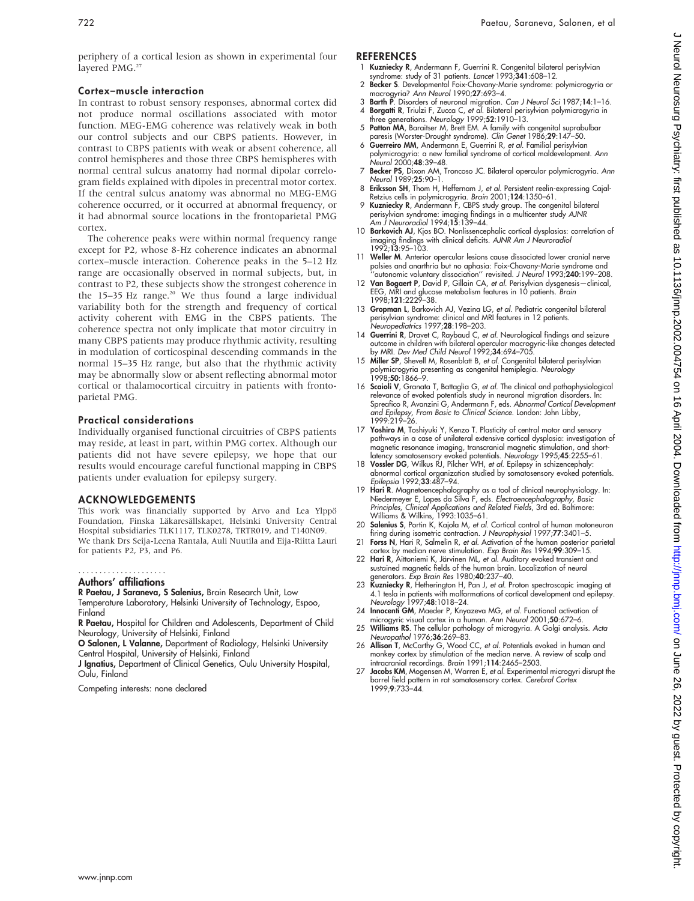periphery of a cortical lesion as shown in experimental four layered PMG.[27]

### Cortex–muscle interaction

In contrast to robust sensory responses, abnormal cortex did not produce normal oscillations associated with motor function. MEG-EMG coherence was relatively weak in both our control subjects and our CBPS patients. However, in contrast to CBPS patients with weak or absent coherence, all control hemispheres and those three CBPS hemispheres with normal central sulcus anatomy had normal dipolar correlogram fields explained with dipoles in precentral motor cortex. If the central sulcus anatomy was abnormal no MEG-EMG coherence occurred, or it occurred at abnormal frequency, or it had abnormal source locations in the frontoparietal PMG cortex.

The coherence peaks were within normal frequency range except for P2, whose 8-Hz coherence indicates an abnormal cortex–muscle interaction. Coherence peaks in the 5–12 Hz range are occasionally observed in normal subjects, but, in contrast to P2, these subjects show the strongest coherence in the 15–35 Hz range.[20] We thus found a large individual variability both for the strength and frequency of cortical activity coherent with EMG in the CBPS patients. The coherence spectra not only implicate that motor circuitry in many CBPS patients may produce rhythmic activity, resulting in modulation of corticospinal descending commands in the normal 15–35 Hz range, but also that the rhythmic activity may be abnormally slow or absent reflecting abnormal motor cortical or thalamocortical circuitry in patients with frontoparietal PMG.

### Practical considerations

Individually organised functional circuitries of CBPS patients may reside, at least in part, within PMG cortex. Although our patients did not have severe epilepsy, we hope that our results would encourage careful functional mapping in CBPS patients under evaluation for epilepsy surgery.

## ACKNOWLEDGEMENTS

This work was financially supported by Arvo and Lea Ylppö Foundation, Finska Läkaresällskapet, Helsinki University Central Hospital subsidiaries TLK1117, TLK0278, TRTR019, and T140N09. We thank Drs Seija-Leena Rantala, Auli Nuutila and Eija-Riitta Lauri for patients P2, P3, and P6.

### Authors' affiliations

**R Paetau, J Saraneva, S Salenius,** Brain Research Unit, Low Temperature Laboratory, Helsinki University of Technology, Espoo, Finland

**R Paetau,** Hospital for Children and Adolescents, Department of Child Neurology, University of Helsinki, Finland

**O Salonen, L Valanne,** Department of Radiology, Helsinki University Central Hospital, University of Helsinki, Finland

**J Ignatius,** Department of Clinical Genetics, Oulu University Hospital, Oulu, Finland

Competing interests: none declared

## REFERENCES

1. **Kuzniecky R**, Andermann F, Guerrini R. Congenital bilateral perisylvian syndrome: study of 31 patients. *Lancet* 1993;**341**:608–12.
2. **Becker S**. Developmental Foix-Chavany-Marie syndrome: polymicrogyria or macrogyria? *Ann Neurol* 1990;**27**:693–4.
3. **Barth P**. Disorders of neuronal migration. *Can J Neurol Sci* 1987;**14**:1–16.
4. **Borgatti R**, Triulzi F, Zucca C, *et al*. Bilateral perisylvian polymicrogyria in three generations. *Neurology* 1999;**52**:1910–13.
5. **Patton MA**, Baraitser M, Brett EM. A family with congenital suprabulbar paresis (Worster-Drought syndrome). *Clin Genet* 1986;**29**:147–50.
6. **Guerreiro MM**, Andermann E, Guerrini R, *et al*. Familial perisylvian polymicrogyria: a new familial syndrome of cortical maldevelopment. *Ann Neurol* 2000;**48**:39–48.
7. **Becker PS**, Dixon AM, Troncoso JC. Bilateral opercular polymicrogyria. *Ann Neurol* 1989;**25**:90–1.
8. **Eriksson SH**, Thom H, Heffernam J, *et al*. Persistent reelin-expressing Cajal-Retzius cells in polymicrogyria. *Brain* 2001;**124**:1350–61.
9. **Kuzniecky R**, Andermann F, CBPS study group. The congenital bilateral perisylvian syndrome: imaging findings in a multicenter study *AJNR Am J Neuroradiol* 1994;**15**:139–44.
10. **Barkovich AJ**, Kjos BO. Nonlissencephalic cortical dysplasias: correlation of imaging findings with clinical deficits. *AJNR Am J Neuroradiol* 1992;**13**:95–103.
11. **Weller M**. Anterior opercular lesions cause dissociated lower cranial nerve palsies and anarthria but no aphasia: Foix-Chavany-Marie syndrome and ''autonomic voluntary dissociation'' revisited. *J Neurol* 1993;**240**:199–208.
12. **Van Bogaert P**, David P, Gillain CA, *et al*. Perisylvian dysgenesis—clinical, EEG, MRI and glucose metabolism features in 10 patients. *Brain* 1998;**121**:2229–38.
13. **Gropman L**, Barkovich AJ, Vezina LG, *et al*. Pediatric congenital bilateral perisylvian syndrome: clinical and MRI features in 12 patients. *Neuropediatrics* 1997;**28**:198–203.
14. **Guerrini R**, Dravet C, Raybaud C, *et al*. Neurological findings and seizure outcome in children with bilateral opercular macrogyric-like changes detected by MRI. *Dev Med Child Neurol* 1992;**34**:694–705.
15. **Miller SP**, Shevell M, Rosenblatt B, *et al*. Congenital bilateral perisylvian polymicrogyria presenting as congenital hemiplegia. *Neurology* 1998;**50**:1866–9.
16. **Scaioli V**, Granata T, Battaglia G, *et al*. The clinical and pathophysiological relevance of evoked potentials study in neuronal migration disorders. In: Spreafico R, Avanzini G, Andermann F, eds. *Abnormal Cortical Development and Epilepsy, From Basic to Clinical Science*. London: John Libby, 1999:219–26.
17. **Yoshiro M**, Toshiyuki Y, Kenzo T. Plasticity of central motor and sensory pathways in a case of unilateral extensive cortical dysplasia: investigation of magnetic resonance imaging, transcranial magnetic stimulation, and short-latency somatosensory evoked potentials. *Neurology* 1995;**45**:2255–61.
18. **Vossler DG**, Wilkus RJ, Pilcher WH, *et al*. Epilepsy in schizencephaly: abnormal cortical organization studied by somatosensory evoked potentials. *Epilepsia* 1992;**33**:487–94.
19. **Hari R**. Magnetoencephalography as a tool of clinical neurophysiology. In: Niedermeyer E, Lopes da Silva F, eds. *Electroencephalography, Basic Principles, Clinical Applications and Related Fields*, 3rd ed. Baltimore: Williams & Wilkins, 1993:1035–61.
20. **Salenius S**, Portin K, Kajola M, *et al*. Cortical control of human motoneuron firing during isometric contraction. *J Neurophysiol* 1997;**77**:3401–5.
21. **Forss N**, Hari R, Salmelin R, *et al*. Activation of the human posterior parietal cortex by median nerve stimulation. *Exp Brain Res* 1994;**99**:309–15.
22. **Hari R**, Aittoniemi K, Järvinen ML, *et al*. Auditory evoked transient and sustained magnetic fields of the human brain. Localization of neural generators. *Exp Brain Res* 1980;**40**:237–40.
23. **Kuzniecky R**, Hetherington H, Pan J, *et al*. Proton spectroscopic imaging at 4.1 tesla in patients with malformations of cortical development and epilepsy. *Neurology* 1997;**48**:1018–24.
24. **Innocenti GM**, Maeder P, Knyazeva MG, *et al*. Functional activation of microgyric visual cortex in a human. *Ann Neurol* 2001;**50**:672–6.
25. **Williams RS**. The cellular pathology of microgyria. A Golgi analysis. *Acta Neuropathol* 1976;**36**:269–83.
26. **Allison T**, McCarthy G, Wood CC, *et al*. Potentials evoked in human and monkey cortex by stimulation of the median nerve. A review of scalp and intracranial recordings. *Brain* 1991;**114**:2465–2503.
27. **Jacobs KM**, Mogensen M, Warren E, *et al*. Experimental microgyri disrupt the barrel field pattern in rat somatosensory cortex. *Cerebral Cortex* 1999;**9**:733–44.